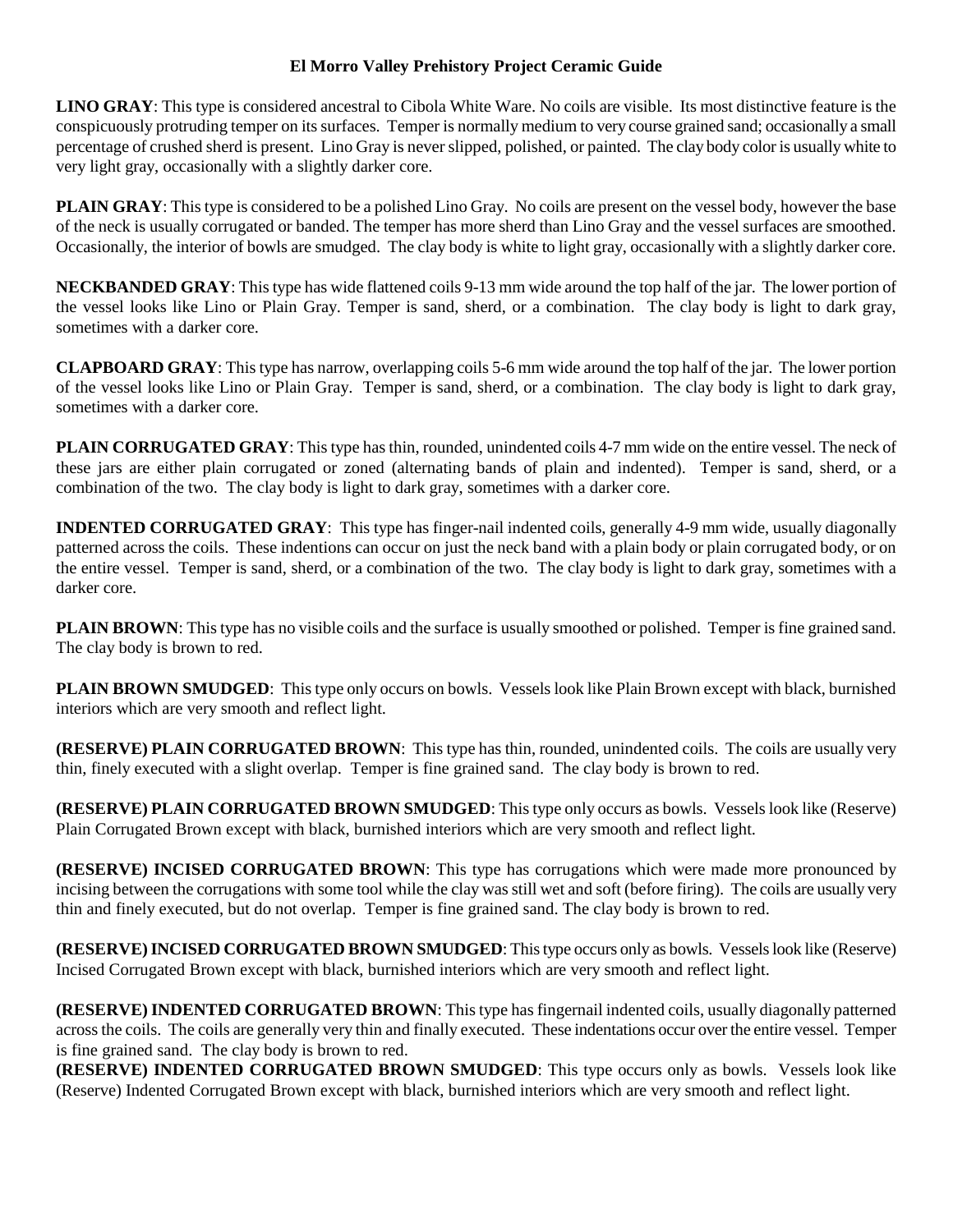# El Morro Valley Prehistory Project Ceramic Guide

**LINO GRAY**: This type is considered ancestral to Cibola White Ware. No coils are visible. Its most distinctive feature is the conspicuously protruding temper on its surfaces. Temper is normally medium to very course grained sand; occasionally a small percentage of crushed sherd is present. Lino Gray is never slipped, polished, or painted. The clay body color is usually white to very light gray, occasionally with a slightly darker core.

**PLAIN GRAY**: This type is considered to be a polished Lino Gray. No coils are present on the vessel body, however the base of the neck is usually corrugated or banded. The temper has more sherd than Lino Gray and the vessel surfaces are smoothed. Occasionally, the interior of bowls are smudged. The clay body is white to light gray, occasionally with a slightly darker core.

**NECKBANDED GRAY**: This type has wide flattened coils 9-13 mm wide around the top half of the jar. The lower portion of the vessel looks like Lino or Plain Gray. Temper is sand, sherd, or a combination. The clay body is light to dark gray, sometimes with a darker core.

**CLAPBOARD GRAY**: This type has narrow, overlapping coils 5-6 mm wide around the top half of the jar. The lower portion of the vessel looks like Lino or Plain Gray. Temper is sand, sherd, or a combination. The clay body is light to dark gray, sometimes with a darker core.

**PLAIN CORRUGATED GRAY**: This type has thin, rounded, unindented coils 4-7 mm wide on the entire vessel. The neck of these jars are either plain corrugated or zoned (alternating bands of plain and indented). Temper is sand, sherd, or a combination of the two. The clay body is light to dark gray, sometimes with a darker core.

**INDENTED CORRUGATED GRAY**: This type has finger-nail indented coils, generally 4-9 mm wide, usually diagonally patterned across the coils. These indentions can occur on just the neck band with a plain body or plain corrugated body, or on the entire vessel. Temper is sand, sherd, or a combination of the two. The clay body is light to dark gray, sometimes with a darker core.

**PLAIN BROWN**: This type has no visible coils and the surface is usually smoothed or polished. Temper is fine grained sand. The clay body is brown to red.

**PLAIN BROWN SMUDGED**: This type only occurs on bowls. Vessels look like Plain Brown except with black, burnished interiors which are very smooth and reflect light.

**(RESERVE) PLAIN CORRUGATED BROWN**: This type has thin, rounded, unindented coils. The coils are usually very thin, finely executed with a slight overlap. Temper is fine grained sand. The clay body is brown to red.

**(RESERVE) PLAIN CORRUGATED BROWN SMUDGED**: This type only occurs as bowls. Vessels look like (Reserve) Plain Corrugated Brown except with black, burnished interiors which are very smooth and reflect light.

**(RESERVE) INCISED CORRUGATED BROWN**: This type has corrugations which were made more pronounced by incising between the corrugations with some tool while the clay was still wet and soft (before firing). The coils are usually very thin and finely executed, but do not overlap. Temper is fine grained sand. The clay body is brown to red.

**(RESERVE) INCISED CORRUGATED BROWN SMUDGED**: This type occurs only as bowls. Vessels look like (Reserve) Incised Corrugated Brown except with black, burnished interiors which are very smooth and reflect light.

**(RESERVE) INDENTED CORRUGATED BROWN**: This type has fingernail indented coils, usually diagonally patterned across the coils. The coils are generally very thin and finally executed. These indentations occur over the entire vessel. Temper is fine grained sand. The clay body is brown to red.

**(RESERVE) INDENTED CORRUGATED BROWN SMUDGED**: This type occurs only as bowls. Vessels look like (Reserve) Indented Corrugated Brown except with black, burnished interiors which are very smooth and reflect light.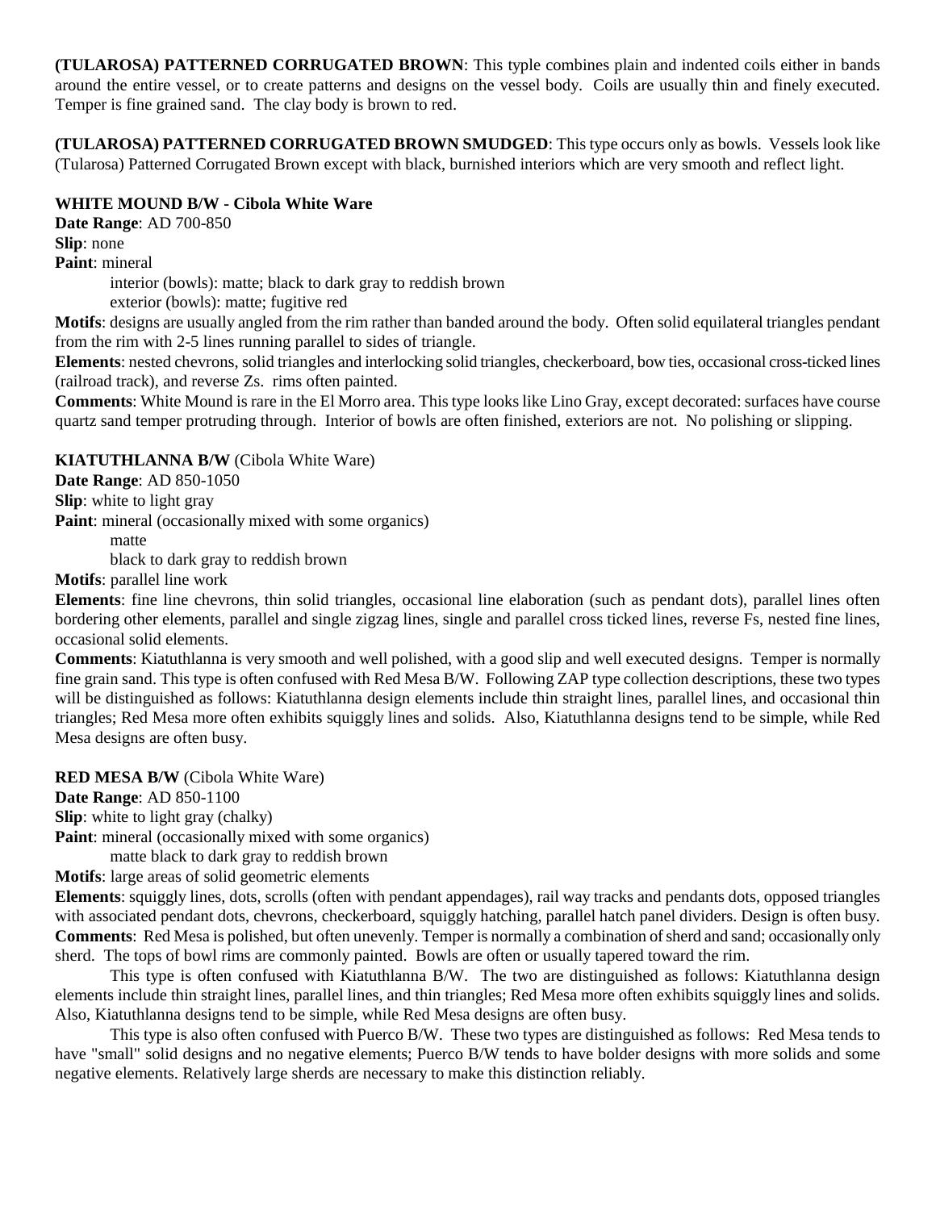**(TULAROSA) PATTERNED CORRUGATED BROWN**: This typle combines plain and indented coils either in bands around the entire vessel, or to create patterns and designs on the vessel body. Coils are usually thin and finely executed. Temper is fine grained sand. The clay body is brown to red.

**(TULAROSA) PATTERNED CORRUGATED BROWN SMUDGED**: This type occurs only as bowls. Vessels look like (Tularosa) Patterned Corrugated Brown except with black, burnished interiors which are very smooth and reflect light.

**WHITE MOUND B/W - Cibola White Ware**

**Date Range**: AD 700-850

**Slip**: none

**Paint**: mineral

interior (bowls): matte; black to dark gray to reddish brown

exterior (bowls): matte; fugitive red

**Motifs**: designs are usually angled from the rim rather than banded around the body. Often solid equilateral triangles pendant from the rim with 2-5 lines running parallel to sides of triangle.

**Elements**: nested chevrons, solid triangles and interlocking solid triangles, checkerboard, bow ties, occasional cross-ticked lines (railroad track), and reverse Zs. rims often painted.

**Comments**: White Mound is rare in the El Morro area. This type looks like Lino Gray, except decorated: surfaces have course quartz sand temper protruding through. Interior of bowls are often finished, exteriors are not. No polishing or slipping.

**KIATUTHLANNA B/W** (Cibola White Ware)

**Date Range**: AD 850-1050

**Slip**: white to light gray

**Paint**: mineral (occasionally mixed with some organics)

matte

black to dark gray to reddish brown

**Motifs**: parallel line work

**Elements**: fine line chevrons, thin solid triangles, occasional line elaboration (such as pendant dots), parallel lines often bordering other elements, parallel and single zigzag lines, single and parallel cross ticked lines, reverse Fs, nested fine lines, occasional solid elements.

**Comments**: Kiatuthlanna is very smooth and well polished, with a good slip and well executed designs. Temper is normally fine grain sand. This type is often confused with Red Mesa B/W. Following ZAP type collection descriptions, these two types will be distinguished as follows: Kiatuthlanna design elements include thin straight lines, parallel lines, and occasional thin triangles; Red Mesa more often exhibits squiggly lines and solids. Also, Kiatuthlanna designs tend to be simple, while Red Mesa designs are often busy.

**RED MESA B/W** (Cibola White Ware)

**Date Range**: AD 850-1100

**Slip**: white to light gray (chalky)

**Paint**: mineral (occasionally mixed with some organics)

matte black to dark gray to reddish brown

**Motifs**: large areas of solid geometric elements

**Elements**: squiggly lines, dots, scrolls (often with pendant appendages), rail way tracks and pendants dots, opposed triangles with associated pendant dots, chevrons, checkerboard, squiggly hatching, parallel hatch panel dividers. Design is often busy.

**Comments**: Red Mesa is polished, but often unevenly. Temper is normally a combination of sherd and sand; occasionally only sherd. The tops of bowl rims are commonly painted. Bowls are often or usually tapered toward the rim.

This type is often confused with Kiatuthlanna B/W. The two are distinguished as follows: Kiatuthlanna design elements include thin straight lines, parallel lines, and thin triangles; Red Mesa more often exhibits squiggly lines and solids. Also, Kiatuthlanna designs tend to be simple, while Red Mesa designs are often busy.

This type is also often confused with Puerco B/W. These two types are distinguished as follows: Red Mesa tends to have "small" solid designs and no negative elements; Puerco B/W tends to have bolder designs with more solids and some negative elements. Relatively large sherds are necessary to make this distinction reliably.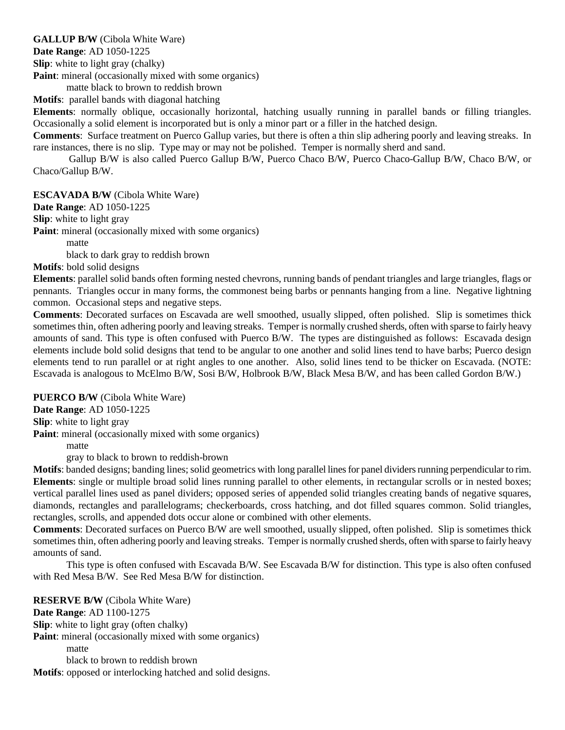**GALLUP B/W** (Cibola White Ware)

**Date Range**: AD 1050-1225

**Slip**: white to light gray (chalky)

**Paint**: mineral (occasionally mixed with some organics)

matte black to brown to reddish brown

**Motifs**: parallel bands with diagonal hatching

**Elements**: normally oblique, occasionally horizontal, hatching usually running in parallel bands or filling triangles. Occasionally a solid element is incorporated but is only a minor part or a filler in the hatched design.

**Comments**: Surface treatment on Puerco Gallup varies, but there is often a thin slip adhering poorly and leaving streaks. In rare instances, there is no slip. Type may or may not be polished. Temper is normally sherd and sand.

Gallup B/W is also called Puerco Gallup B/W, Puerco Chaco B/W, Puerco Chaco-Gallup B/W, Chaco B/W, or Chaco/Gallup B/W.

**ESCAVADA B/W** (Cibola White Ware)

**Date Range**: AD 1050-1225

**Slip**: white to light gray

**Paint**: mineral (occasionally mixed with some organics)

matte

black to dark gray to reddish brown

**Motifs**: bold solid designs

**Elements**: parallel solid bands often forming nested chevrons, running bands of pendant triangles and large triangles, flags or pennants. Triangles occur in many forms, the commonest being barbs or pennants hanging from a line. Negative lightning common. Occasional steps and negative steps.

**Comments**: Decorated surfaces on Escavada are well smoothed, usually slipped, often polished. Slip is sometimes thick sometimes thin, often adhering poorly and leaving streaks. Temper is normally crushed sherds, often with sparse to fairly heavy amounts of sand. This type is often confused with Puerco B/W. The types are distinguished as follows: Escavada design elements include bold solid designs that tend to be angular to one another and solid lines tend to have barbs; Puerco design elements tend to run parallel or at right angles to one another. Also, solid lines tend to be thicker on Escavada. (NOTE: Escavada is analogous to McElmo B/W, Sosi B/W, Holbrook B/W, Black Mesa B/W, and has been called Gordon B/W.)

**PUERCO B/W** (Cibola White Ware)

**Date Range**: AD 1050-1225

**Slip**: white to light gray

**Paint**: mineral (occasionally mixed with some organics)

matte

gray to black to brown to reddish-brown

**Motifs**: banded designs; banding lines; solid geometrics with long parallel lines for panel dividers running perpendicular to rim.

**Elements**: single or multiple broad solid lines running parallel to other elements, in rectangular scrolls or in nested boxes; vertical parallel lines used as panel dividers; opposed series of appended solid triangles creating bands of negative squares, diamonds, rectangles and parallelograms; checkerboards, cross hatching, and dot filled squares common. Solid triangles, rectangles, scrolls, and appended dots occur alone or combined with other elements.

**Comments**: Decorated surfaces on Puerco B/W are well smoothed, usually slipped, often polished. Slip is sometimes thick sometimes thin, often adhering poorly and leaving streaks. Temper is normally crushed sherds, often with sparse to fairly heavy amounts of sand.

This type is often confused with Escavada B/W. See Escavada B/W for distinction. This type is also often confused with Red Mesa B/W. See Red Mesa B/W for distinction.

**RESERVE B/W** (Cibola White Ware)

**Date Range**: AD 1100-1275

**Slip**: white to light gray (often chalky)

**Paint**: mineral (occasionally mixed with some organics)

matte

black to brown to reddish brown

**Motifs**: opposed or interlocking hatched and solid designs.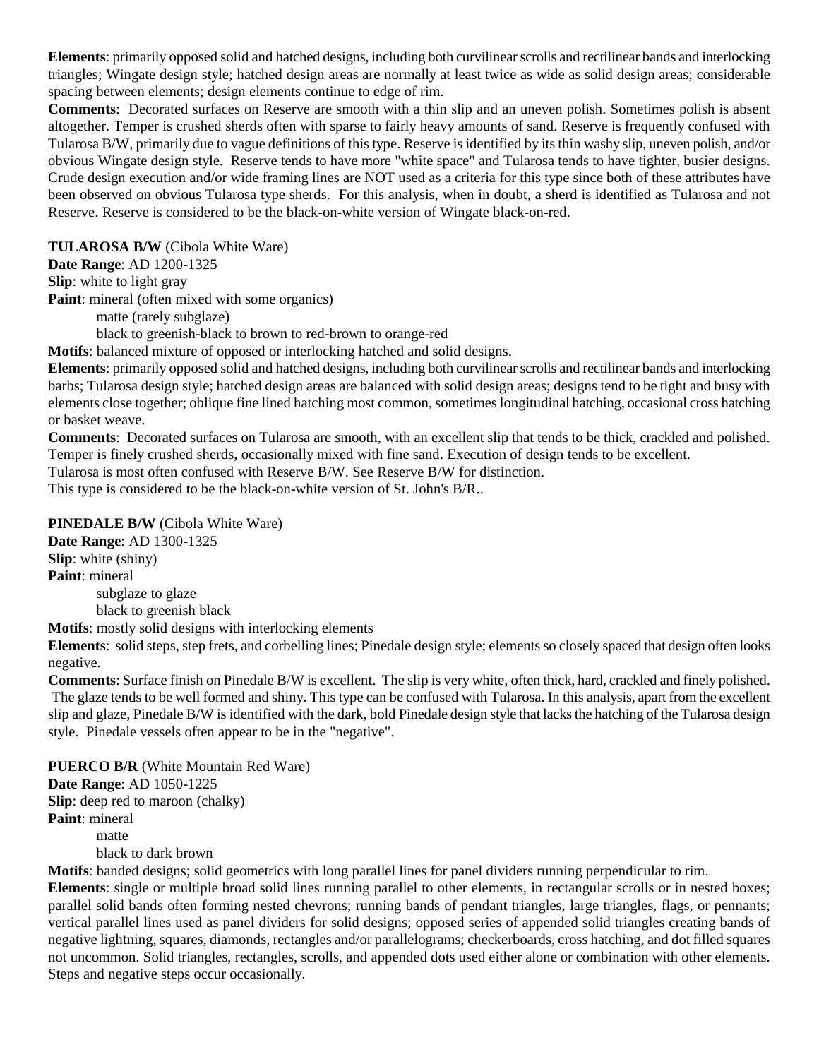**Elements**: primarily opposed solid and hatched designs, including both curvilinear scrolls and rectilinear bands and interlocking triangles; Wingate design style; hatched design areas are normally at least twice as wide as solid design areas; considerable spacing between elements; design elements continue to edge of rim.

**Comments**: Decorated surfaces on Reserve are smooth with a thin slip and an uneven polish. Sometimes polish is absent altogether. Temper is crushed sherds often with sparse to fairly heavy amounts of sand. Reserve is frequently confused with Tularosa B/W, primarily due to vague definitions of this type. Reserve is identified by its thin washy slip, uneven polish, and/or obvious Wingate design style. Reserve tends to have more "white space" and Tularosa tends to have tighter, busier designs. Crude design execution and/or wide framing lines are NOT used as a criteria for this type since both of these attributes have been observed on obvious Tularosa type sherds. For this analysis, when in doubt, a sherd is identified as Tularosa and not Reserve. Reserve is considered to be the black-on-white version of Wingate black-on-red.

**TULAROSA B/W** (Cibola White Ware)

**Date Range**: AD 1200-1325

**Slip**: white to light gray

**Paint**: mineral (often mixed with some organics)

matte (rarely subglaze)

black to greenish-black to brown to red-brown to orange-red

**Motifs**: balanced mixture of opposed or interlocking hatched and solid designs.

**Elements**: primarily opposed solid and hatched designs, including both curvilinear scrolls and rectilinear bands and interlocking barbs; Tularosa design style; hatched design areas are balanced with solid design areas; designs tend to be tight and busy with elements close together; oblique fine lined hatching most common, sometimes longitudinal hatching, occasional cross hatching or basket weave.

**Comments**: Decorated surfaces on Tularosa are smooth, with an excellent slip that tends to be thick, crackled and polished. Temper is finely crushed sherds, occasionally mixed with fine sand. Execution of design tends to be excellent.

Tularosa is most often confused with Reserve B/W. See Reserve B/W for distinction.

This type is considered to be the black-on-white version of St. John's B/R..

**PINEDALE B/W** (Cibola White Ware)

**Date Range**: AD 1300-1325

**Slip**: white (shiny)

**Paint**: mineral

subglaze to glaze

black to greenish black

**Motifs**: mostly solid designs with interlocking elements

**Elements**: solid steps, step frets, and corbelling lines; Pinedale design style; elements so closely spaced that design often looks negative.

**Comments**: Surface finish on Pinedale B/W is excellent. The slip is very white, often thick, hard, crackled and finely polished. The glaze tends to be well formed and shiny. This type can be confused with Tularosa. In this analysis, apart from the excellent slip and glaze, Pinedale B/W is identified with the dark, bold Pinedale design style that lacks the hatching of the Tularosa design style. Pinedale vessels often appear to be in the "negative".

**PUERCO B/R** (White Mountain Red Ware)

**Date Range**: AD 1050-1225

**Slip**: deep red to maroon (chalky)

**Paint**: mineral

matte

black to dark brown

**Motifs**: banded designs; solid geometrics with long parallel lines for panel dividers running perpendicular to rim.

**Elements**: single or multiple broad solid lines running parallel to other elements, in rectangular scrolls or in nested boxes; parallel solid bands often forming nested chevrons; running bands of pendant triangles, large triangles, flags, or pennants; vertical parallel lines used as panel dividers for solid designs; opposed series of appended solid triangles creating bands of negative lightning, squares, diamonds, rectangles and/or parallelograms; checkerboards, cross hatching, and dot filled squares not uncommon. Solid triangles, rectangles, scrolls, and appended dots used either alone or combination with other elements. Steps and negative steps occur occasionally.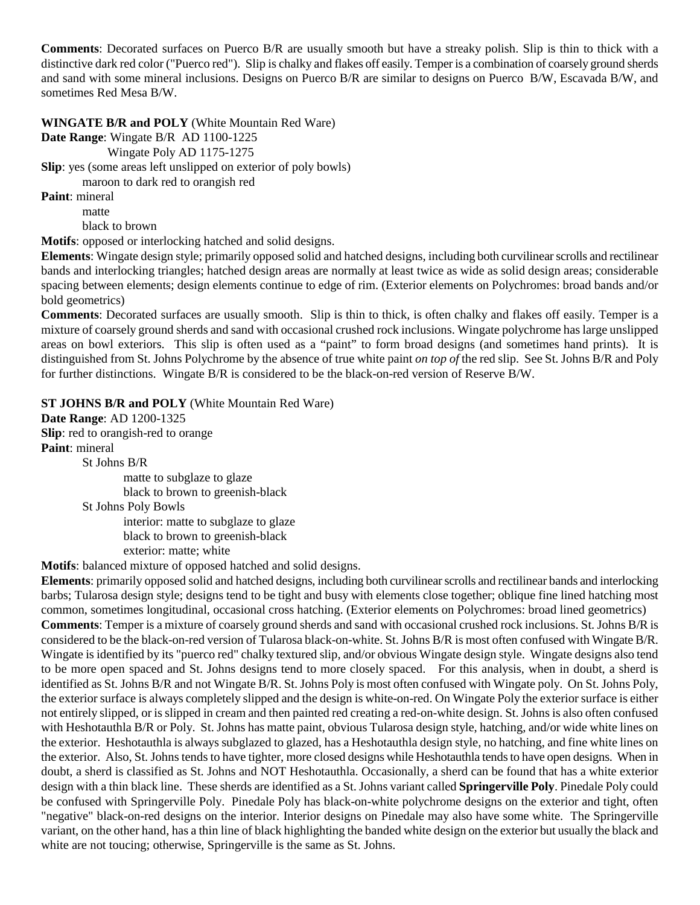**Comments**: Decorated surfaces on Puerco B/R are usually smooth but have a streaky polish. Slip is thin to thick with a distinctive dark red color ("Puerco red"). Slip is chalky and flakes off easily. Temper is a combination of coarsely ground sherds and sand with some mineral inclusions. Designs on Puerco B/R are similar to designs on Puerco B/W, Escavada B/W, and sometimes Red Mesa B/W.

**WINGATE B/R and POLY** (White Mountain Red Ware)

**Date Range**: Wingate B/R AD 1100-1225
Wingate Poly AD 1175-1275

**Slip**: yes (some areas left unslipped on exterior of poly bowls)
maroon to dark red to orangish red

**Paint**: mineral
matte
black to brown

**Motifs**: opposed or interlocking hatched and solid designs.

**Elements**: Wingate design style; primarily opposed solid and hatched designs, including both curvilinear scrolls and rectilinear bands and interlocking triangles; hatched design areas are normally at least twice as wide as solid design areas; considerable spacing between elements; design elements continue to edge of rim. (Exterior elements on Polychromes: broad bands and/or bold geometrics)

**Comments**: Decorated surfaces are usually smooth. Slip is thin to thick, is often chalky and flakes off easily. Temper is a mixture of coarsely ground sherds and sand with occasional crushed rock inclusions. Wingate polychrome has large unslipped areas on bowl exteriors. This slip is often used as a "paint" to form broad designs (and sometimes hand prints). It is distinguished from St. Johns Polychrome by the absence of true white paint *on top of* the red slip. See St. Johns B/R and Poly for further distinctions. Wingate B/R is considered to be the black-on-red version of Reserve B/W.

**ST JOHNS B/R and POLY** (White Mountain Red Ware)

**Date Range**: AD 1200-1325

**Slip**: red to orangish-red to orange

**Paint**: mineral
St Johns B/R
matte to subglaze to glaze
black to brown to greenish-black
St Johns Poly Bowls
interior: matte to subglaze to glaze
black to brown to greenish-black
exterior: matte; white

**Motifs**: balanced mixture of opposed hatched and solid designs.

**Elements**: primarily opposed solid and hatched designs, including both curvilinear scrolls and rectilinear bands and interlocking barbs; Tularosa design style; designs tend to be tight and busy with elements close together; oblique fine lined hatching most common, sometimes longitudinal, occasional cross hatching. (Exterior elements on Polychromes: broad lined geometrics)

**Comments**: Temper is a mixture of coarsely ground sherds and sand with occasional crushed rock inclusions. St. Johns B/R is considered to be the black-on-red version of Tularosa black-on-white. St. Johns B/R is most often confused with Wingate B/R. Wingate is identified by its "puerco red" chalky textured slip, and/or obvious Wingate design style. Wingate designs also tend to be more open spaced and St. Johns designs tend to more closely spaced. For this analysis, when in doubt, a sherd is identified as St. Johns B/R and not Wingate B/R. St. Johns Poly is most often confused with Wingate poly. On St. Johns Poly, the exterior surface is always completely slipped and the design is white-on-red. On Wingate Poly the exterior surface is either not entirely slipped, or is slipped in cream and then painted red creating a red-on-white design. St. Johns is also often confused with Heshotauthla B/R or Poly. St. Johns has matte paint, obvious Tularosa design style, hatching, and/or wide white lines on the exterior. Heshotauthla is always subglazed to glazed, has a Heshotauthla design style, no hatching, and fine white lines on the exterior. Also, St. Johns tends to have tighter, more closed designs while Heshotauthla tends to have open designs. When in doubt, a sherd is classified as St. Johns and NOT Heshotauthla. Occasionally, a sherd can be found that has a white exterior design with a thin black line. These sherds are identified as a St. Johns variant called **Springerville Poly**. Pinedale Poly could be confused with Springerville Poly. Pinedale Poly has black-on-white polychrome designs on the exterior and tight, often "negative" black-on-red designs on the interior. Interior designs on Pinedale may also have some white. The Springerville variant, on the other hand, has a thin line of black highlighting the banded white design on the exterior but usually the black and white are not toucing; otherwise, Springerville is the same as St. Johns.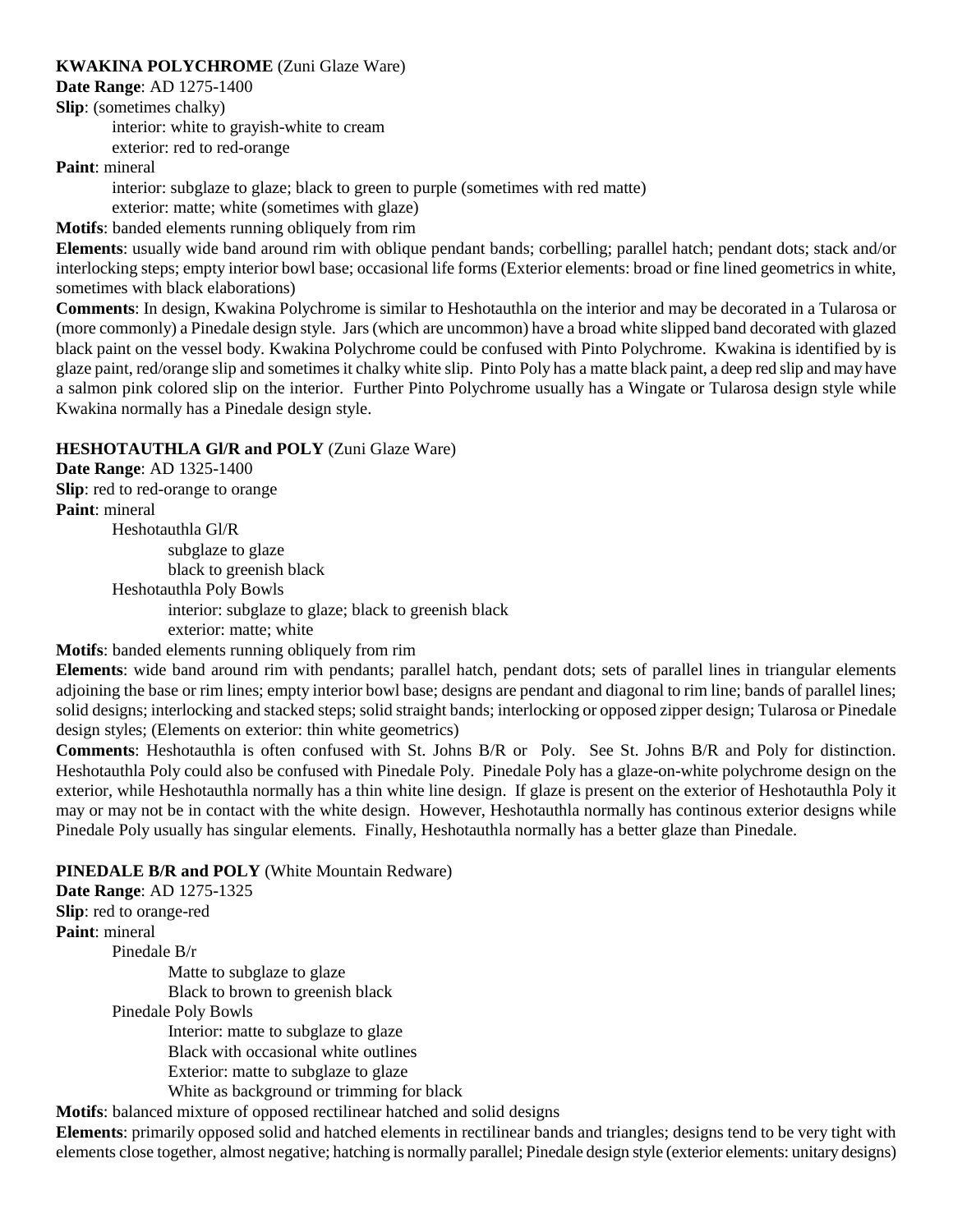**KWAKINA POLYCHROME** (Zuni Glaze Ware)
**Date Range**: AD 1275-1400
**Slip**: (sometimes chalky)

interior: white to grayish-white to cream
exterior: red to red-orange

**Paint**: mineral

interior: subglaze to glaze; black to green to purple (sometimes with red matte)
exterior: matte; white (sometimes with glaze)

**Motifs**: banded elements running obliquely from rim
**Elements**: usually wide band around rim with oblique pendant bands; corbelling; parallel hatch; pendant dots; stack and/or interlocking steps; empty interior bowl base; occasional life forms (Exterior elements: broad or fine lined geometrics in white, sometimes with black elaborations)
**Comments**: In design, Kwakina Polychrome is similar to Heshotauthla on the interior and may be decorated in a Tularosa or (more commonly) a Pinedale design style. Jars (which are uncommon) have a broad white slipped band decorated with glazed black paint on the vessel body. Kwakina Polychrome could be confused with Pinto Polychrome. Kwakina is identified by is glaze paint, red/orange slip and sometimes it chalky white slip. Pinto Poly has a matte black paint, a deep red slip and may have a salmon pink colored slip on the interior. Further Pinto Polychrome usually has a Wingate or Tularosa design style while Kwakina normally has a Pinedale design style.

**HESHOTAUTHLA Gl/R and POLY** (Zuni Glaze Ware)
**Date Range**: AD 1325-1400
**Slip**: red to red-orange to orange
**Paint**: mineral

Heshotauthla Gl/R

subglaze to glaze
black to greenish black

Heshotauthla Poly Bowls

interior: subglaze to glaze; black to greenish black
exterior: matte; white

**Motifs**: banded elements running obliquely from rim
**Elements**: wide band around rim with pendants; parallel hatch, pendant dots; sets of parallel lines in triangular elements adjoining the base or rim lines; empty interior bowl base; designs are pendant and diagonal to rim line; bands of parallel lines; solid designs; interlocking and stacked steps; solid straight bands; interlocking or opposed zipper design; Tularosa or Pinedale design styles; (Elements on exterior: thin white geometrics)
**Comments**: Heshotauthla is often confused with St. Johns B/R or Poly. See St. Johns B/R and Poly for distinction. Heshotauthla Poly could also be confused with Pinedale Poly. Pinedale Poly has a glaze-on-white polychrome design on the exterior, while Heshotauthla normally has a thin white line design. If glaze is present on the exterior of Heshotauthla Poly it may or may not be in contact with the white design. However, Heshotauthla normally has continous exterior designs while Pinedale Poly usually has singular elements. Finally, Heshotauthla normally has a better glaze than Pinedale.

**PINEDALE B/R and POLY** (White Mountain Redware)
**Date Range**: AD 1275-1325
**Slip**: red to orange-red
**Paint**: mineral

Pinedale B/r

Matte to subglaze to glaze
Black to brown to greenish black

Pinedale Poly Bowls

Interior: matte to subglaze to glaze
Black with occasional white outlines
Exterior: matte to subglaze to glaze
White as background or trimming for black

**Motifs**: balanced mixture of opposed rectilinear hatched and solid designs
**Elements**: primarily opposed solid and hatched elements in rectilinear bands and triangles; designs tend to be very tight with elements close together, almost negative; hatching is normally parallel; Pinedale design style (exterior elements: unitary designs)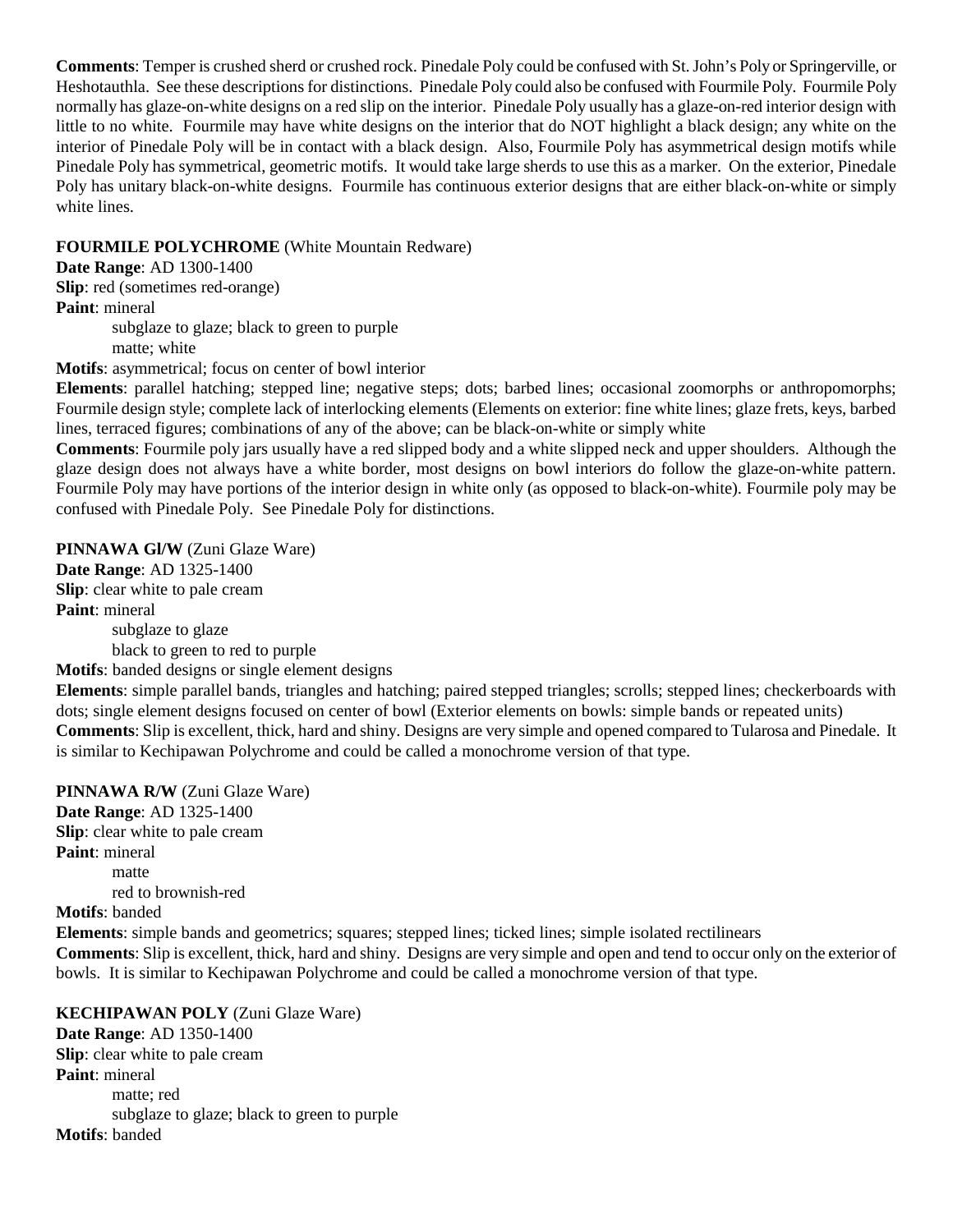**Comments**: Temper is crushed sherd or crushed rock. Pinedale Poly could be confused with St. John's Poly or Springerville, or Heshotauthla. See these descriptions for distinctions. Pinedale Poly could also be confused with Fourmile Poly. Fourmile Poly normally has glaze-on-white designs on a red slip on the interior. Pinedale Poly usually has a glaze-on-red interior design with little to no white. Fourmile may have white designs on the interior that do NOT highlight a black design; any white on the interior of Pinedale Poly will be in contact with a black design. Also, Fourmile Poly has asymmetrical design motifs while Pinedale Poly has symmetrical, geometric motifs. It would take large sherds to use this as a marker. On the exterior, Pinedale Poly has unitary black-on-white designs. Fourmile has continuous exterior designs that are either black-on-white or simply white lines.

**FOURMILE POLYCHROME** (White Mountain Redware)
**Date Range**: AD 1300-1400
**Slip**: red (sometimes red-orange)
**Paint**: mineral
 subglaze to glaze; black to green to purple
 matte; white
**Motifs**: asymmetrical; focus on center of bowl interior
**Elements**: parallel hatching; stepped line; negative steps; dots; barbed lines; occasional zoomorphs or anthropomorphs; Fourmile design style; complete lack of interlocking elements (Elements on exterior: fine white lines; glaze frets, keys, barbed lines, terraced figures; combinations of any of the above; can be black-on-white or simply white
**Comments**: Fourmile poly jars usually have a red slipped body and a white slipped neck and upper shoulders. Although the glaze design does not always have a white border, most designs on bowl interiors do follow the glaze-on-white pattern. Fourmile Poly may have portions of the interior design in white only (as opposed to black-on-white). Fourmile poly may be confused with Pinedale Poly. See Pinedale Poly for distinctions.

**PINNAWA Gl/W** (Zuni Glaze Ware)
**Date Range**: AD 1325-1400
**Slip**: clear white to pale cream
**Paint**: mineral
 subglaze to glaze
 black to green to red to purple
**Motifs**: banded designs or single element designs
**Elements**: simple parallel bands, triangles and hatching; paired stepped triangles; scrolls; stepped lines; checkerboards with dots; single element designs focused on center of bowl (Exterior elements on bowls: simple bands or repeated units)
**Comments**: Slip is excellent, thick, hard and shiny. Designs are very simple and opened compared to Tularosa and Pinedale. It is similar to Kechipawan Polychrome and could be called a monochrome version of that type.

**PINNAWA R/W** (Zuni Glaze Ware)
**Date Range**: AD 1325-1400
**Slip**: clear white to pale cream
**Paint**: mineral
 matte
 red to brownish-red
**Motifs**: banded
**Elements**: simple bands and geometrics; squares; stepped lines; ticked lines; simple isolated rectilinears
**Comments**: Slip is excellent, thick, hard and shiny. Designs are very simple and open and tend to occur only on the exterior of bowls. It is similar to Kechipawan Polychrome and could be called a monochrome version of that type.

**KECHIPAWAN POLY** (Zuni Glaze Ware)
**Date Range**: AD 1350-1400
**Slip**: clear white to pale cream
**Paint**: mineral
 matte; red
 subglaze to glaze; black to green to purple
**Motifs**: banded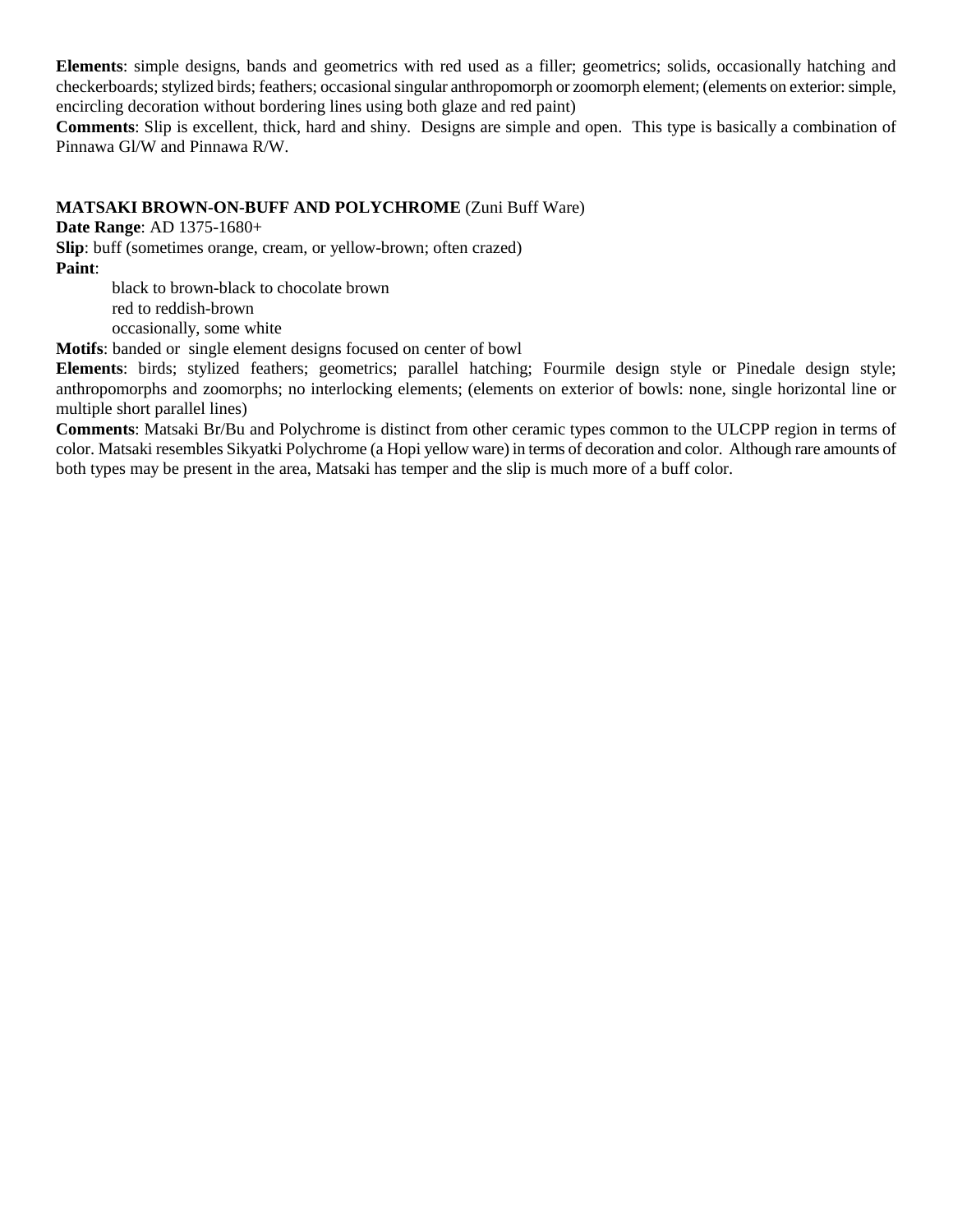**Elements**: simple designs, bands and geometrics with red used as a filler; geometrics; solids, occasionally hatching and checkerboards; stylized birds; feathers; occasional singular anthropomorph or zoomorph element; (elements on exterior: simple, encircling decoration without bordering lines using both glaze and red paint)

**Comments**: Slip is excellent, thick, hard and shiny. Designs are simple and open. This type is basically a combination of Pinnawa Gl/W and Pinnawa R/W.

**MATSAKI BROWN-ON-BUFF AND POLYCHROME** (Zuni Buff Ware)

**Date Range**: AD 1375-1680+

**Slip**: buff (sometimes orange, cream, or yellow-brown; often crazed)

**Paint**:

black to brown-black to chocolate brown
red to reddish-brown
occasionally, some white

**Motifs**: banded or single element designs focused on center of bowl

**Elements**: birds; stylized feathers; geometrics; parallel hatching; Fourmile design style or Pinedale design style; anthropomorphs and zoomorphs; no interlocking elements; (elements on exterior of bowls: none, single horizontal line or multiple short parallel lines)

**Comments**: Matsaki Br/Bu and Polychrome is distinct from other ceramic types common to the ULCPP region in terms of color. Matsaki resembles Sikyatki Polychrome (a Hopi yellow ware) in terms of decoration and color. Although rare amounts of both types may be present in the area, Matsaki has temper and the slip is much more of a buff color.